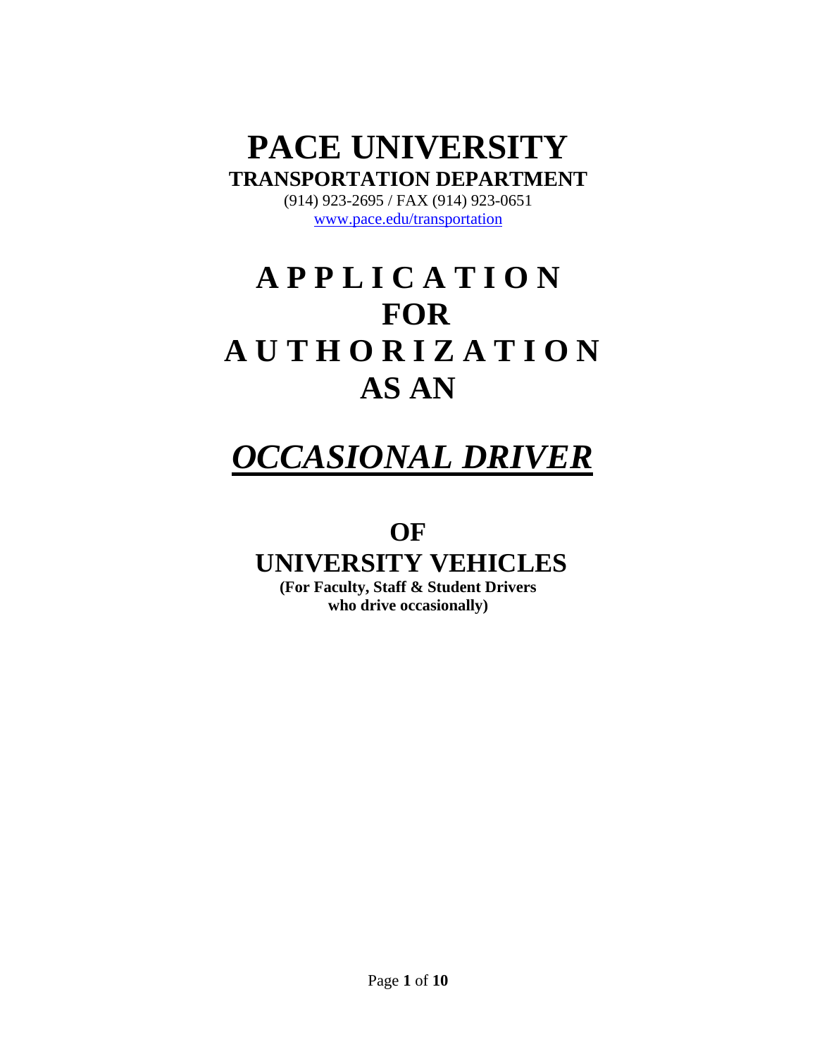# PACE UNIVERSITY

## TRANSPORTATION DEPARTMENT

(914) 923-2695 / FAX (914) 923-0651

www.pace.edu/transportation

# A P P L I C A T I O N FOR A U T H O R I Z A T I O N AS AN

# ***OCCASIONAL DRIVER***

## OF UNIVERSITY VEHICLES

**(For Faculty, Staff & Student Drivers who drive occasionally)**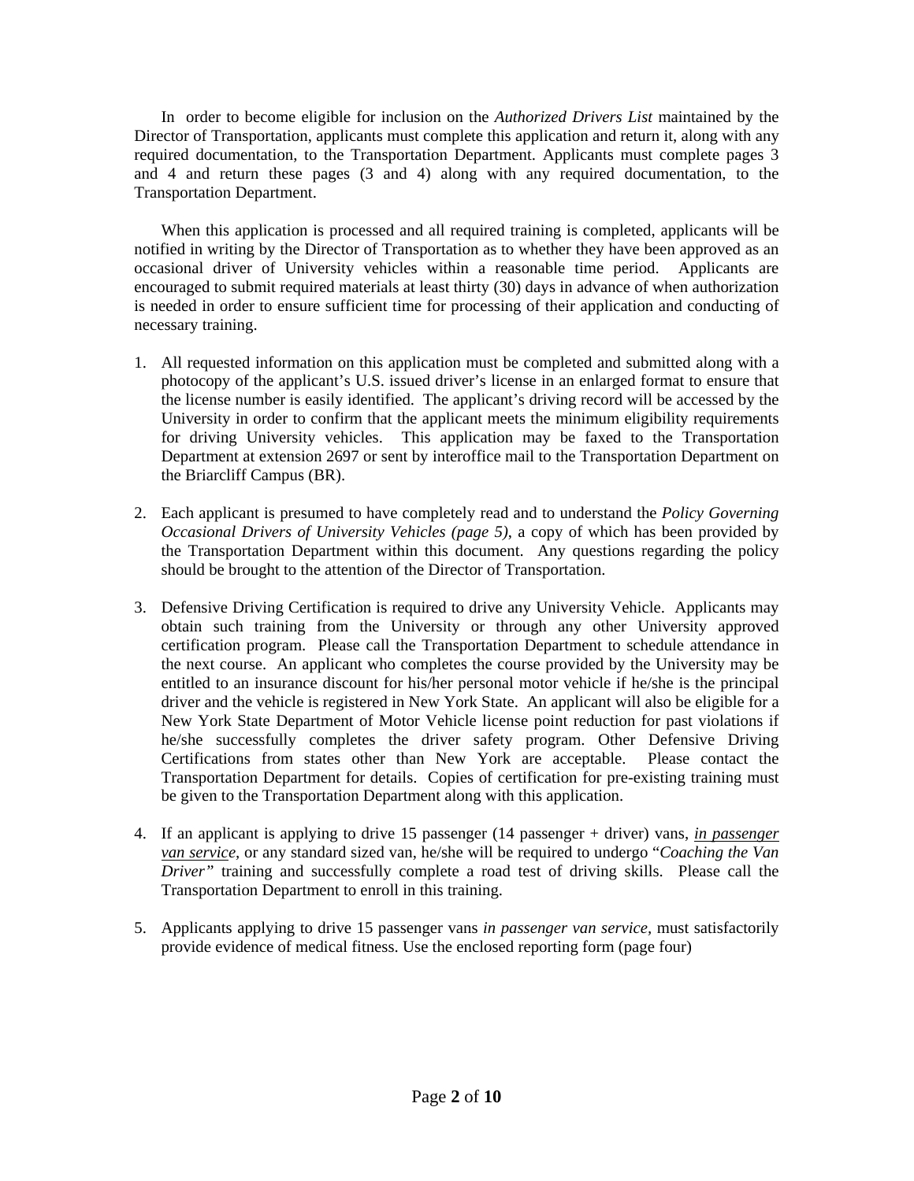In order to become eligible for inclusion on the *Authorized Drivers List* maintained by the Director of Transportation, applicants must complete this application and return it, along with any required documentation, to the Transportation Department. Applicants must complete pages 3 and 4 and return these pages (3 and 4) along with any required documentation, to the Transportation Department.

When this application is processed and all required training is completed, applicants will be notified in writing by the Director of Transportation as to whether they have been approved as an occasional driver of University vehicles within a reasonable time period. Applicants are encouraged to submit required materials at least thirty (30) days in advance of when authorization is needed in order to ensure sufficient time for processing of their application and conducting of necessary training.

1. All requested information on this application must be completed and submitted along with a photocopy of the applicant's U.S. issued driver's license in an enlarged format to ensure that the license number is easily identified. The applicant's driving record will be accessed by the University in order to confirm that the applicant meets the minimum eligibility requirements for driving University vehicles. This application may be faxed to the Transportation Department at extension 2697 or sent by interoffice mail to the Transportation Department on the Briarcliff Campus (BR).

2. Each applicant is presumed to have completely read and to understand the *Policy Governing Occasional Drivers of University Vehicles (page 5)*, a copy of which has been provided by the Transportation Department within this document. Any questions regarding the policy should be brought to the attention of the Director of Transportation.

3. Defensive Driving Certification is required to drive any University Vehicle. Applicants may obtain such training from the University or through any other University approved certification program. Please call the Transportation Department to schedule attendance in the next course. An applicant who completes the course provided by the University may be entitled to an insurance discount for his/her personal motor vehicle if he/she is the principal driver and the vehicle is registered in New York State. An applicant will also be eligible for a New York State Department of Motor Vehicle license point reduction for past violations if he/she successfully completes the driver safety program. Other Defensive Driving Certifications from states other than New York are acceptable. Please contact the Transportation Department for details. Copies of certification for pre-existing training must be given to the Transportation Department along with this application.

4. If an applicant is applying to drive 15 passenger (14 passenger + driver) vans, <u>*in passenger van service*</u>, or any standard sized van, he/she will be required to undergo "*Coaching the Van Driver"* training and successfully complete a road test of driving skills. Please call the Transportation Department to enroll in this training.

5. Applicants applying to drive 15 passenger vans *in passenger van service*, must satisfactorily provide evidence of medical fitness. Use the enclosed reporting form (page four)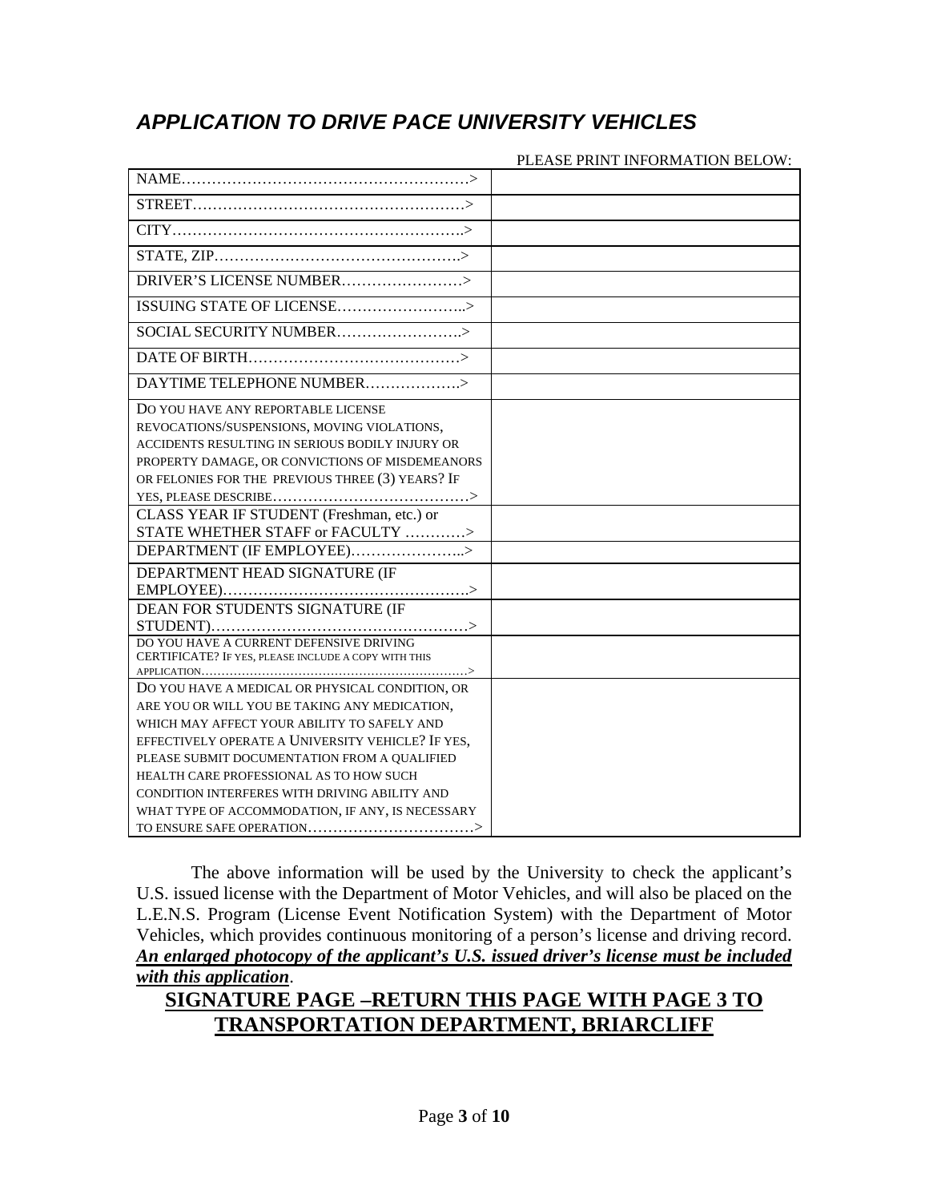## *APPLICATION TO DRIVE PACE UNIVERSITY VEHICLES*

PLEASE PRINT INFORMATION BELOW:

| | |
|---|---|
| NAME……………………………………………………> | |
| STREET………………………………………………> | |
| CITY………………………………………………….> | |
| STATE, ZIP………………………………………….> | |
| DRIVER'S LICENSE NUMBER……………………> | |
| ISSUING STATE OF LICENSE……………………..> | |
| SOCIAL SECURITY NUMBER…………………….> | |
| DATE OF BIRTH……………………………………> | |
| DAYTIME TELEPHONE NUMBER……………….> | |
| DO YOU HAVE ANY REPORTABLE LICENSE REVOCATIONS/SUSPENSIONS, MOVING VIOLATIONS, ACCIDENTS RESULTING IN SERIOUS BODILY INJURY OR PROPERTY DAMAGE, OR CONVICTIONS OF MISDEMEANORS OR FELONIES FOR THE PREVIOUS THREE (3) YEARS? IF YES, PLEASE DESCRIBE…………………………………> | |
| CLASS YEAR IF STUDENT (Freshman, etc.) or STATE WHETHER STAFF or FACULTY …………> | |
| DEPARTMENT (IF EMPLOYEE)…………………..> | |
| DEPARTMENT HEAD SIGNATURE (IF EMPLOYEE)………………………………………….> | |
| DEAN FOR STUDENTS SIGNATURE (IF STUDENT)……………………………………………> | |
| DO YOU HAVE A CURRENT DEFENSIVE DRIVING CERTIFICATE? IF YES, PLEASE INCLUDE A COPY WITH THIS APPLICATION…………………………………………………………> | |
| DO YOU HAVE A MEDICAL OR PHYSICAL CONDITION, OR ARE YOU OR WILL YOU BE TAKING ANY MEDICATION, WHICH MAY AFFECT YOUR ABILITY TO SAFELY AND EFFECTIVELY OPERATE A UNIVERSITY VEHICLE? IF YES, PLEASE SUBMIT DOCUMENTATION FROM A QUALIFIED HEALTH CARE PROFESSIONAL AS TO HOW SUCH CONDITION INTERFERES WITH DRIVING ABILITY AND WHAT TYPE OF ACCOMMODATION, IF ANY, IS NECESSARY TO ENSURE SAFE OPERATION……………………………> | |

The above information will be used by the University to check the applicant's U.S. issued license with the Department of Motor Vehicles, and will also be placed on the L.E.N.S. Program (License Event Notification System) with the Department of Motor Vehicles, which provides continuous monitoring of a person's license and driving record. ***An enlarged photocopy of the applicant's U.S. issued driver's license must be included with this application***.

## **SIGNATURE PAGE –RETURN THIS PAGE WITH PAGE 3 TO TRANSPORTATION DEPARTMENT, BRIARCLIFF**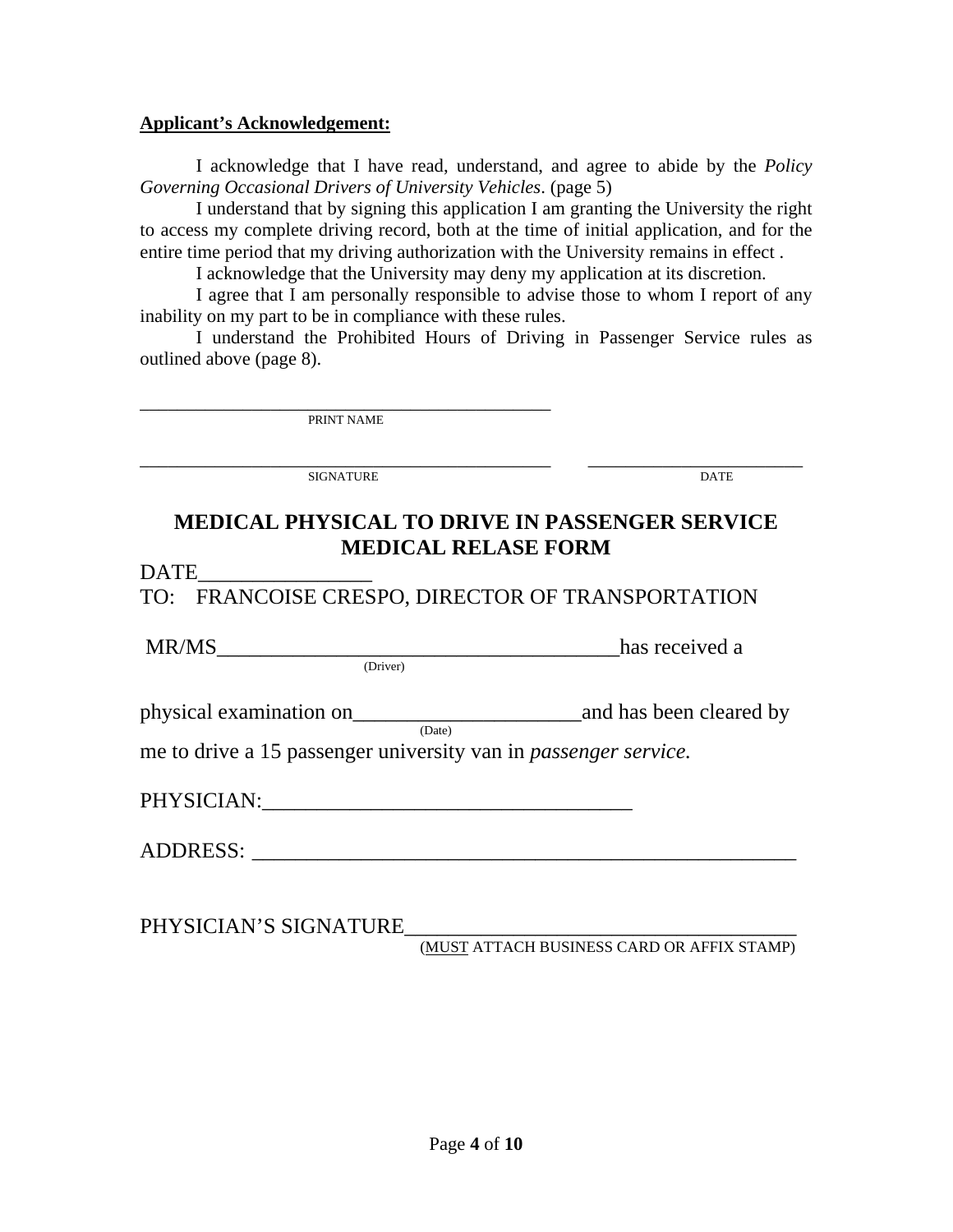**Applicant's Acknowledgement:**

I acknowledge that I have read, understand, and agree to abide by the *Policy Governing Occasional Drivers of University Vehicles*. (page 5)

I understand that by signing this application I am granting the University the right to access my complete driving record, both at the time of initial application, and for the entire time period that my driving authorization with the University remains in effect .

I acknowledge that the University may deny my application at its discretion.

I agree that I am personally responsible to advise those to whom I report of any inability on my part to be in compliance with these rules.

I understand the Prohibited Hours of Driving in Passenger Service rules as outlined above (page 8).

_______________________________________________
PRINT NAME

_______________________________________________ _________________________
SIGNATURE DATE

## MEDICAL PHYSICAL TO DRIVE IN PASSENGER SERVICE MEDICAL RELASE FORM

DATE________________

TO: FRANCOISE CRESPO, DIRECTOR OF TRANSPORTATION

MR/MS____________________________________has received a
(Driver)

physical examination on_____________________and has been cleared by
(Date)

me to drive a 15 passenger university van in *passenger service.*

PHYSICIAN:_________________________________

ADDRESS: __________________________________________________

PHYSICIAN'S SIGNATURE___________________________________
(MUST ATTACH BUSINESS CARD OR AFFIX STAMP)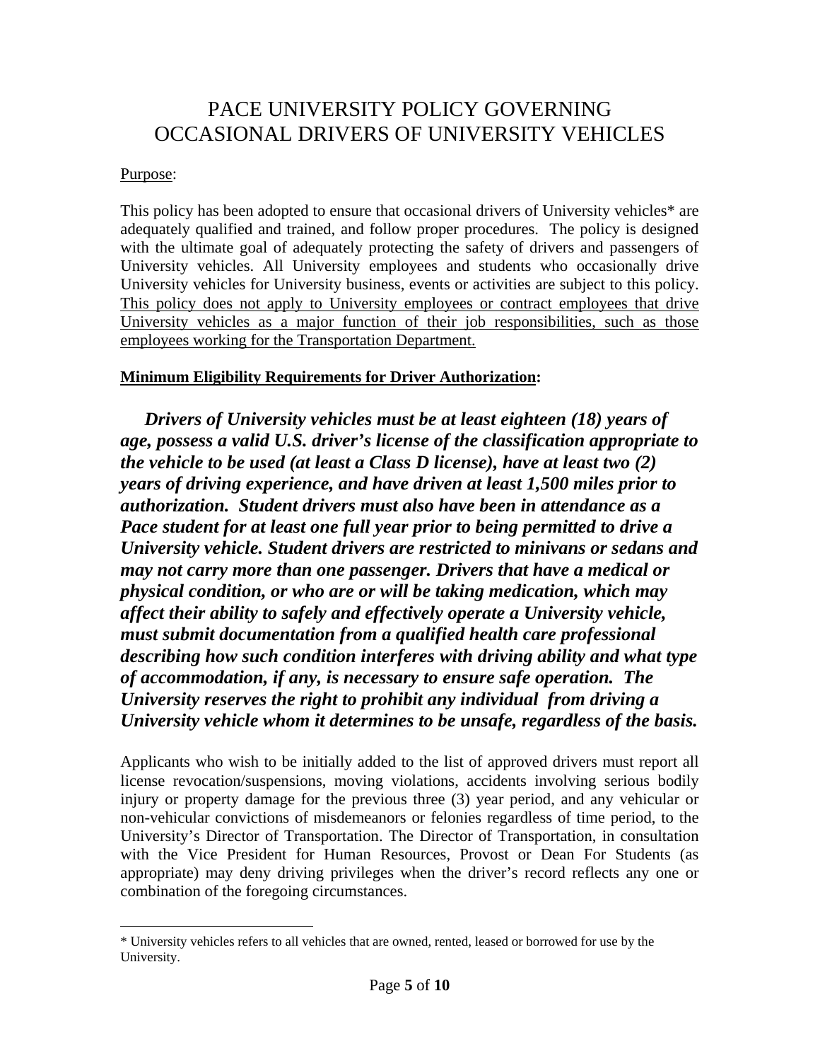# PACE UNIVERSITY POLICY GOVERNING OCCASIONAL DRIVERS OF UNIVERSITY VEHICLES

Purpose:

This policy has been adopted to ensure that occasional drivers of University vehicles* are adequately qualified and trained, and follow proper procedures. The policy is designed with the ultimate goal of adequately protecting the safety of drivers and passengers of University vehicles. All University employees and students who occasionally drive University vehicles for University business, events or activities are subject to this policy. This policy does not apply to University employees or contract employees that drive University vehicles as a major function of their job responsibilities, such as those employees working for the Transportation Department.

**Minimum Eligibility Requirements for Driver Authorization:**

***Drivers of University vehicles must be at least eighteen (18) years of age, possess a valid U.S. driver's license of the classification appropriate to the vehicle to be used (at least a Class D license), have at least two (2) years of driving experience, and have driven at least 1,500 miles prior to authorization. Student drivers must also have been in attendance as a Pace student for at least one full year prior to being permitted to drive a University vehicle. Student drivers are restricted to minivans or sedans and may not carry more than one passenger. Drivers that have a medical or physical condition, or who are or will be taking medication, which may affect their ability to safely and effectively operate a University vehicle, must submit documentation from a qualified health care professional describing how such condition interferes with driving ability and what type of accommodation, if any, is necessary to ensure safe operation. The University reserves the right to prohibit any individual from driving a University vehicle whom it determines to be unsafe, regardless of the basis.***

Applicants who wish to be initially added to the list of approved drivers must report all license revocation/suspensions, moving violations, accidents involving serious bodily injury or property damage for the previous three (3) year period, and any vehicular or non-vehicular convictions of misdemeanors or felonies regardless of time period, to the University's Director of Transportation. The Director of Transportation, in consultation with the Vice President for Human Resources, Provost or Dean For Students (as appropriate) may deny driving privileges when the driver's record reflects any one or combination of the foregoing circumstances.

* University vehicles refers to all vehicles that are owned, rented, leased or borrowed for use by the University.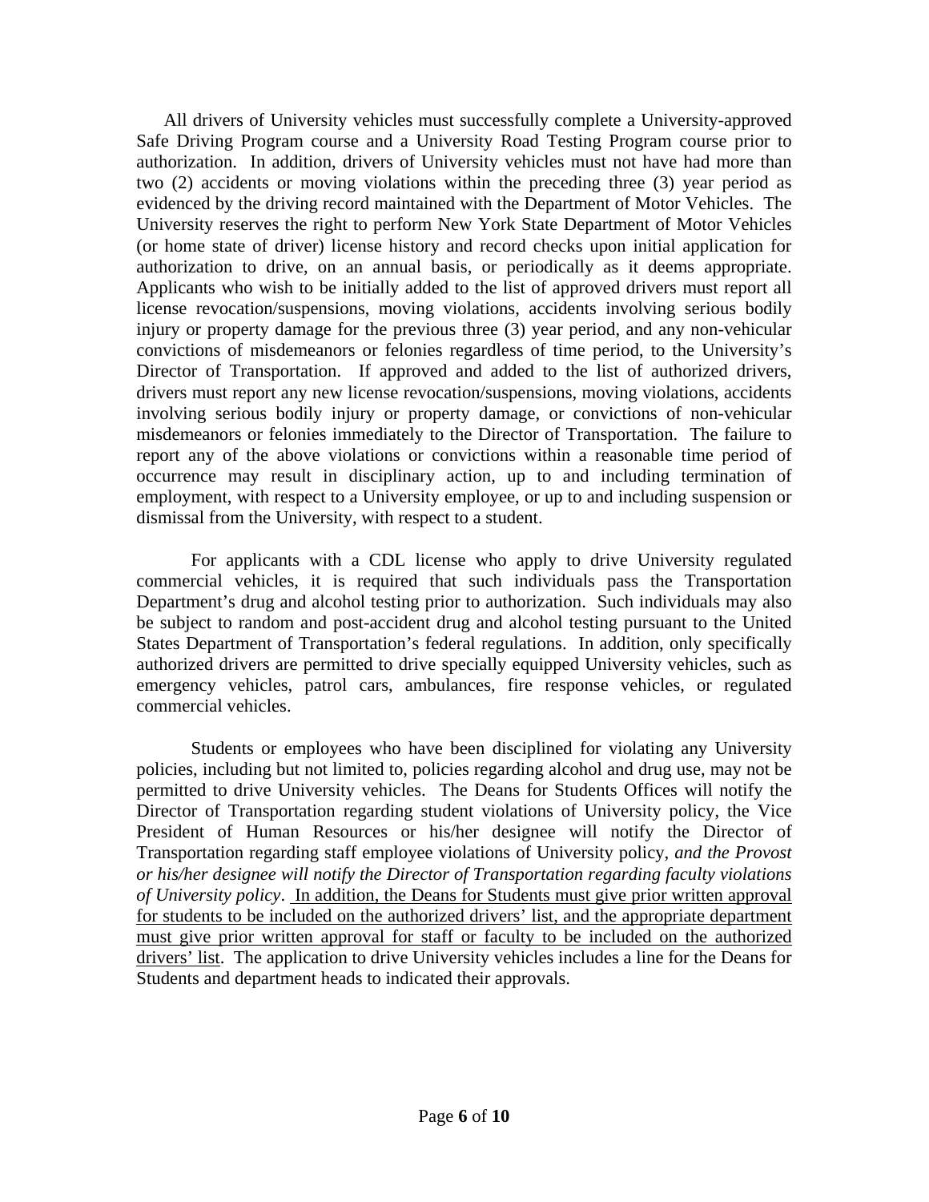All drivers of University vehicles must successfully complete a University-approved Safe Driving Program course and a University Road Testing Program course prior to authorization. In addition, drivers of University vehicles must not have had more than two (2) accidents or moving violations within the preceding three (3) year period as evidenced by the driving record maintained with the Department of Motor Vehicles. The University reserves the right to perform New York State Department of Motor Vehicles (or home state of driver) license history and record checks upon initial application for authorization to drive, on an annual basis, or periodically as it deems appropriate. Applicants who wish to be initially added to the list of approved drivers must report all license revocation/suspensions, moving violations, accidents involving serious bodily injury or property damage for the previous three (3) year period, and any non-vehicular convictions of misdemeanors or felonies regardless of time period, to the University's Director of Transportation. If approved and added to the list of authorized drivers, drivers must report any new license revocation/suspensions, moving violations, accidents involving serious bodily injury or property damage, or convictions of non-vehicular misdemeanors or felonies immediately to the Director of Transportation. The failure to report any of the above violations or convictions within a reasonable time period of occurrence may result in disciplinary action, up to and including termination of employment, with respect to a University employee, or up to and including suspension or dismissal from the University, with respect to a student.

For applicants with a CDL license who apply to drive University regulated commercial vehicles, it is required that such individuals pass the Transportation Department's drug and alcohol testing prior to authorization. Such individuals may also be subject to random and post-accident drug and alcohol testing pursuant to the United States Department of Transportation's federal regulations. In addition, only specifically authorized drivers are permitted to drive specially equipped University vehicles, such as emergency vehicles, patrol cars, ambulances, fire response vehicles, or regulated commercial vehicles.

Students or employees who have been disciplined for violating any University policies, including but not limited to, policies regarding alcohol and drug use, may not be permitted to drive University vehicles. The Deans for Students Offices will notify the Director of Transportation regarding student violations of University policy, the Vice President of Human Resources or his/her designee will notify the Director of Transportation regarding staff employee violations of University policy, *and the Provost or his/her designee will notify the Director of Transportation regarding faculty violations of University policy*. <u>In addition, the Deans for Students must give prior written approval for students to be included on the authorized drivers' list, and the appropriate department must give prior written approval for staff or faculty to be included on the authorized drivers' list</u>. The application to drive University vehicles includes a line for the Deans for Students and department heads to indicated their approvals.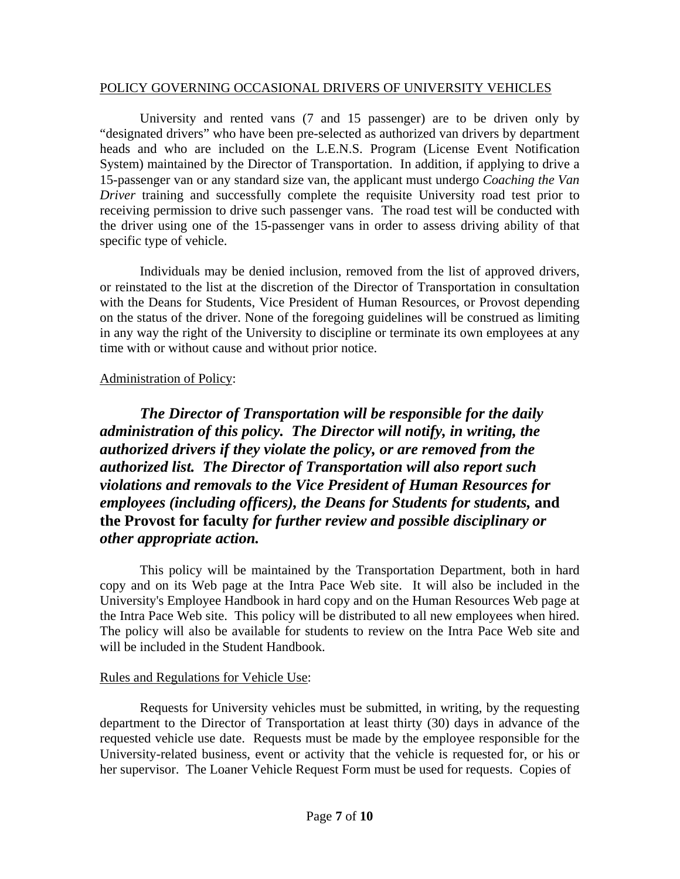POLICY GOVERNING OCCASIONAL DRIVERS OF UNIVERSITY VEHICLES

University and rented vans (7 and 15 passenger) are to be driven only by "designated drivers" who have been pre-selected as authorized van drivers by department heads and who are included on the L.E.N.S. Program (License Event Notification System) maintained by the Director of Transportation. In addition, if applying to drive a 15-passenger van or any standard size van, the applicant must undergo *Coaching the Van Driver* training and successfully complete the requisite University road test prior to receiving permission to drive such passenger vans. The road test will be conducted with the driver using one of the 15-passenger vans in order to assess driving ability of that specific type of vehicle.

Individuals may be denied inclusion, removed from the list of approved drivers, or reinstated to the list at the discretion of the Director of Transportation in consultation with the Deans for Students, Vice President of Human Resources, or Provost depending on the status of the driver. None of the foregoing guidelines will be construed as limiting in any way the right of the University to discipline or terminate its own employees at any time with or without cause and without prior notice.

Administration of Policy:

***The Director of Transportation will be responsible for the daily administration of this policy. The Director will notify, in writing, the authorized drivers if they violate the policy, or are removed from the authorized list. The Director of Transportation will also report such violations and removals to the Vice President of Human Resources for employees (including officers), the Deans for Students for students,* and the Provost for faculty *for further review and possible disciplinary or other appropriate action.***

This policy will be maintained by the Transportation Department, both in hard copy and on its Web page at the Intra Pace Web site. It will also be included in the University's Employee Handbook in hard copy and on the Human Resources Web page at the Intra Pace Web site. This policy will be distributed to all new employees when hired. The policy will also be available for students to review on the Intra Pace Web site and will be included in the Student Handbook.

Rules and Regulations for Vehicle Use:

Requests for University vehicles must be submitted, in writing, by the requesting department to the Director of Transportation at least thirty (30) days in advance of the requested vehicle use date. Requests must be made by the employee responsible for the University-related business, event or activity that the vehicle is requested for, or his or her supervisor. The Loaner Vehicle Request Form must be used for requests. Copies of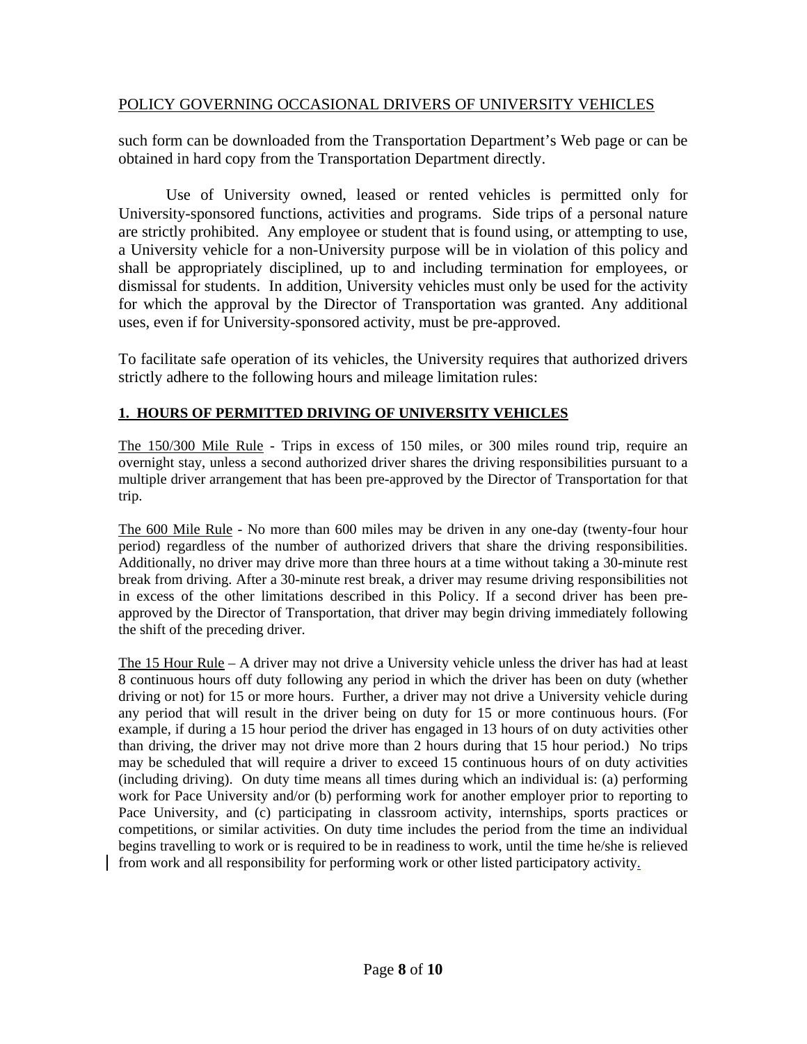POLICY GOVERNING OCCASIONAL DRIVERS OF UNIVERSITY VEHICLES

such form can be downloaded from the Transportation Department's Web page or can be obtained in hard copy from the Transportation Department directly.

Use of University owned, leased or rented vehicles is permitted only for University-sponsored functions, activities and programs. Side trips of a personal nature are strictly prohibited. Any employee or student that is found using, or attempting to use, a University vehicle for a non-University purpose will be in violation of this policy and shall be appropriately disciplined, up to and including termination for employees, or dismissal for students. In addition, University vehicles must only be used for the activity for which the approval by the Director of Transportation was granted. Any additional uses, even if for University-sponsored activity, must be pre-approved.

To facilitate safe operation of its vehicles, the University requires that authorized drivers strictly adhere to the following hours and mileage limitation rules:

**1. HOURS OF PERMITTED DRIVING OF UNIVERSITY VEHICLES**

The 150/300 Mile Rule - Trips in excess of 150 miles, or 300 miles round trip, require an overnight stay, unless a second authorized driver shares the driving responsibilities pursuant to a multiple driver arrangement that has been pre-approved by the Director of Transportation for that trip.

The 600 Mile Rule - No more than 600 miles may be driven in any one-day (twenty-four hour period) regardless of the number of authorized drivers that share the driving responsibilities. Additionally, no driver may drive more than three hours at a time without taking a 30-minute rest break from driving. After a 30-minute rest break, a driver may resume driving responsibilities not in excess of the other limitations described in this Policy. If a second driver has been pre-approved by the Director of Transportation, that driver may begin driving immediately following the shift of the preceding driver.

The 15 Hour Rule – A driver may not drive a University vehicle unless the driver has had at least 8 continuous hours off duty following any period in which the driver has been on duty (whether driving or not) for 15 or more hours. Further, a driver may not drive a University vehicle during any period that will result in the driver being on duty for 15 or more continuous hours. (For example, if during a 15 hour period the driver has engaged in 13 hours of on duty activities other than driving, the driver may not drive more than 2 hours during that 15 hour period.) No trips may be scheduled that will require a driver to exceed 15 continuous hours of on duty activities (including driving). On duty time means all times during which an individual is: (a) performing work for Pace University and/or (b) performing work for another employer prior to reporting to Pace University, and (c) participating in classroom activity, internships, sports practices or competitions, or similar activities. On duty time includes the period from the time an individual begins travelling to work or is required to be in readiness to work, until the time he/she is relieved from work and all responsibility for performing work or other listed participatory activity.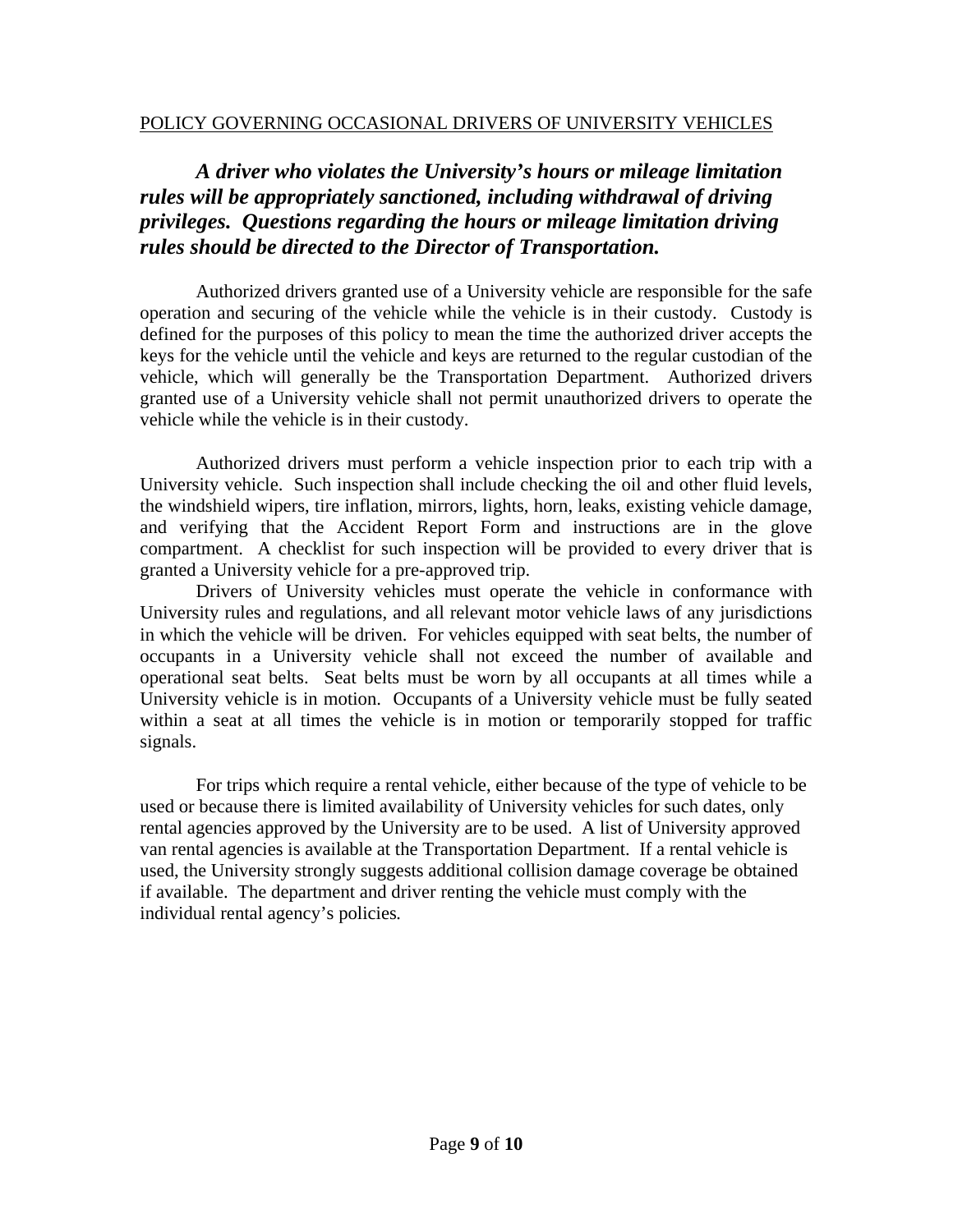POLICY GOVERNING OCCASIONAL DRIVERS OF UNIVERSITY VEHICLES

***A driver who violates the University's hours or mileage limitation rules will be appropriately sanctioned, including withdrawal of driving privileges. Questions regarding the hours or mileage limitation driving rules should be directed to the Director of Transportation.***

Authorized drivers granted use of a University vehicle are responsible for the safe operation and securing of the vehicle while the vehicle is in their custody. Custody is defined for the purposes of this policy to mean the time the authorized driver accepts the keys for the vehicle until the vehicle and keys are returned to the regular custodian of the vehicle, which will generally be the Transportation Department. Authorized drivers granted use of a University vehicle shall not permit unauthorized drivers to operate the vehicle while the vehicle is in their custody.

Authorized drivers must perform a vehicle inspection prior to each trip with a University vehicle. Such inspection shall include checking the oil and other fluid levels, the windshield wipers, tire inflation, mirrors, lights, horn, leaks, existing vehicle damage, and verifying that the Accident Report Form and instructions are in the glove compartment. A checklist for such inspection will be provided to every driver that is granted a University vehicle for a pre-approved trip.

Drivers of University vehicles must operate the vehicle in conformance with University rules and regulations, and all relevant motor vehicle laws of any jurisdictions in which the vehicle will be driven. For vehicles equipped with seat belts, the number of occupants in a University vehicle shall not exceed the number of available and operational seat belts. Seat belts must be worn by all occupants at all times while a University vehicle is in motion. Occupants of a University vehicle must be fully seated within a seat at all times the vehicle is in motion or temporarily stopped for traffic signals.

For trips which require a rental vehicle, either because of the type of vehicle to be used or because there is limited availability of University vehicles for such dates, only rental agencies approved by the University are to be used. A list of University approved van rental agencies is available at the Transportation Department. If a rental vehicle is used, the University strongly suggests additional collision damage coverage be obtained if available. The department and driver renting the vehicle must comply with the individual rental agency's policies.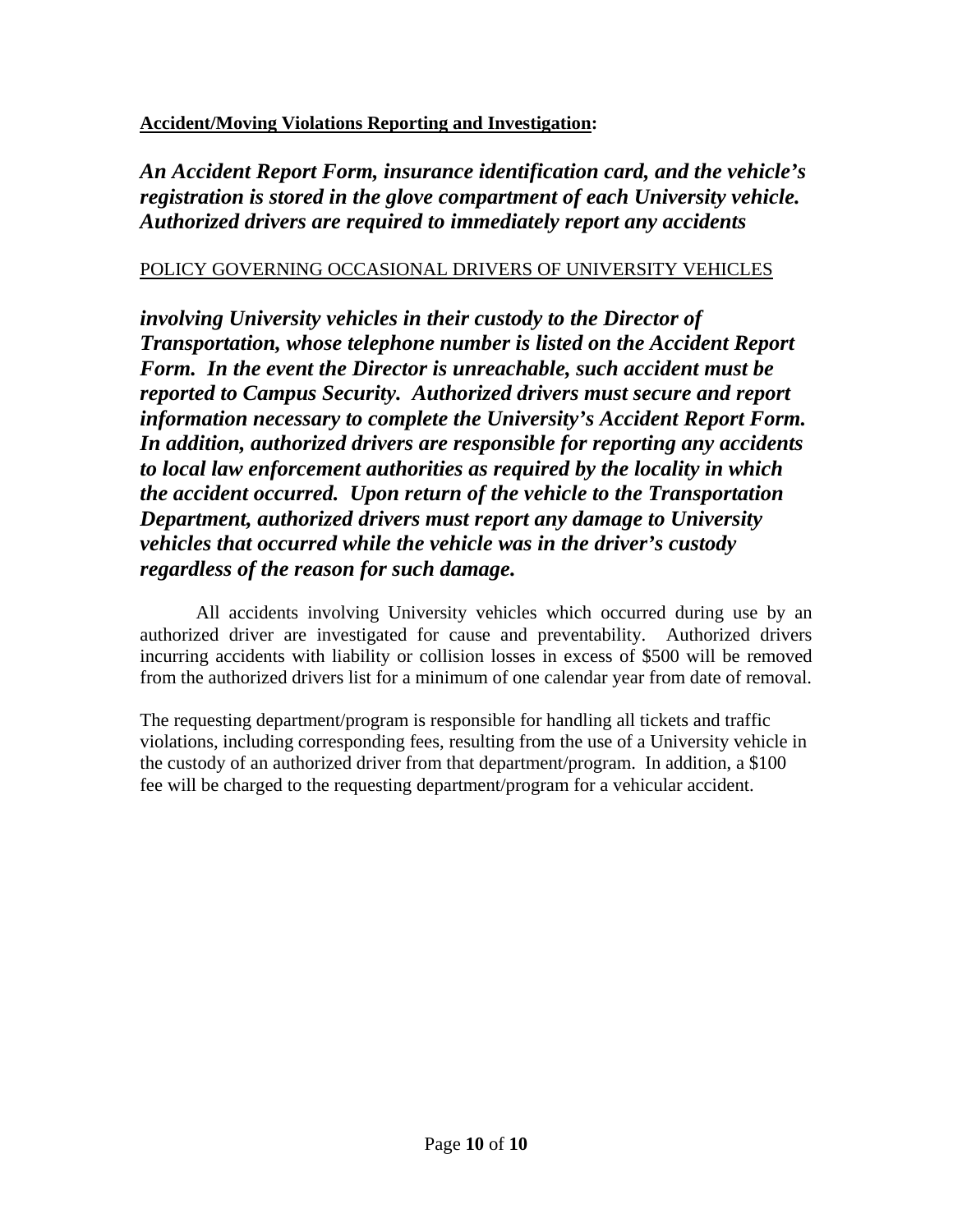**Accident/Moving Violations Reporting and Investigation:**

***An Accident Report Form, insurance identification card, and the vehicle's registration is stored in the glove compartment of each University vehicle. Authorized drivers are required to immediately report any accidents involving University vehicles in their custody to the Director of Transportation, whose telephone number is listed on the Accident Report Form. In the event the Director is unreachable, such accident must be reported to Campus Security. Authorized drivers must secure and report information necessary to complete the University's Accident Report Form. In addition, authorized drivers are responsible for reporting any accidents to local law enforcement authorities as required by the locality in which the accident occurred. Upon return of the vehicle to the Transportation Department, authorized drivers must report any damage to University vehicles that occurred while the vehicle was in the driver's custody regardless of the reason for such damage.***

All accidents involving University vehicles which occurred during use by an authorized driver are investigated for cause and preventability. Authorized drivers incurring accidents with liability or collision losses in excess of $500 will be removed from the authorized drivers list for a minimum of one calendar year from date of removal.

The requesting department/program is responsible for handling all tickets and traffic violations, including corresponding fees, resulting from the use of a University vehicle in the custody of an authorized driver from that department/program. In addition, a $100 fee will be charged to the requesting department/program for a vehicular accident.